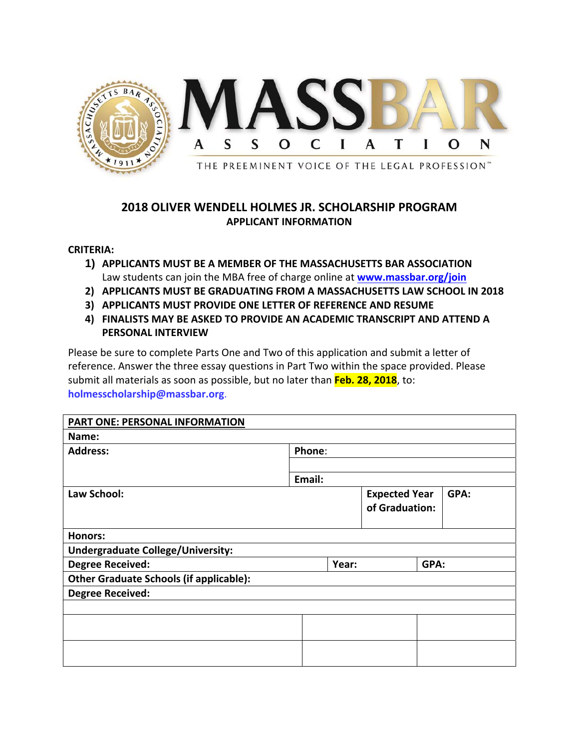MASSBAR ASSOCIATION

THE PREEMINENT VOICE OF THE LEGAL PROFESSION™

## 2018 OLIVER WENDELL HOLMES JR. SCHOLARSHIP PROGRAM
### APPLICANT INFORMATION

**CRITERIA:**

1) **APPLICANTS MUST BE A MEMBER OF THE MASSACHUSETTS BAR ASSOCIATION**
   Law students can join the MBA free of charge online at **www.massbar.org/join**
2) **APPLICANTS MUST BE GRADUATING FROM A MASSACHUSETTS LAW SCHOOL IN 2018**
3) **APPLICANTS MUST PROVIDE ONE LETTER OF REFERENCE AND RESUME**
4) **FINALISTS MAY BE ASKED TO PROVIDE AN ACADEMIC TRANSCRIPT AND ATTEND A PERSONAL INTERVIEW**

Please be sure to complete Parts One and Two of this application and submit a letter of reference. Answer the three essay questions in Part Two within the space provided. Please submit all materials as soon as possible, but no later than **Feb. 28, 2018**, to: **holmesscholarship@massbar.org**.

| **PART ONE: PERSONAL INFORMATION** | | | |
|---|---|---|---|
| **Name:** | | | |
| **Address:** | **Phone:** | | |
| | **Email:** | | |
| **Law School:** | | **Expected Year of Graduation:** | **GPA:** |
| **Honors:** | | | |
| **Undergraduate College/University:** | | | |
| **Degree Received:** | **Year:** | | **GPA:** |
| **Other Graduate Schools (if applicable):** | | | |
| **Degree Received:** | | | |
| | | | |
| | | | |
| | | | |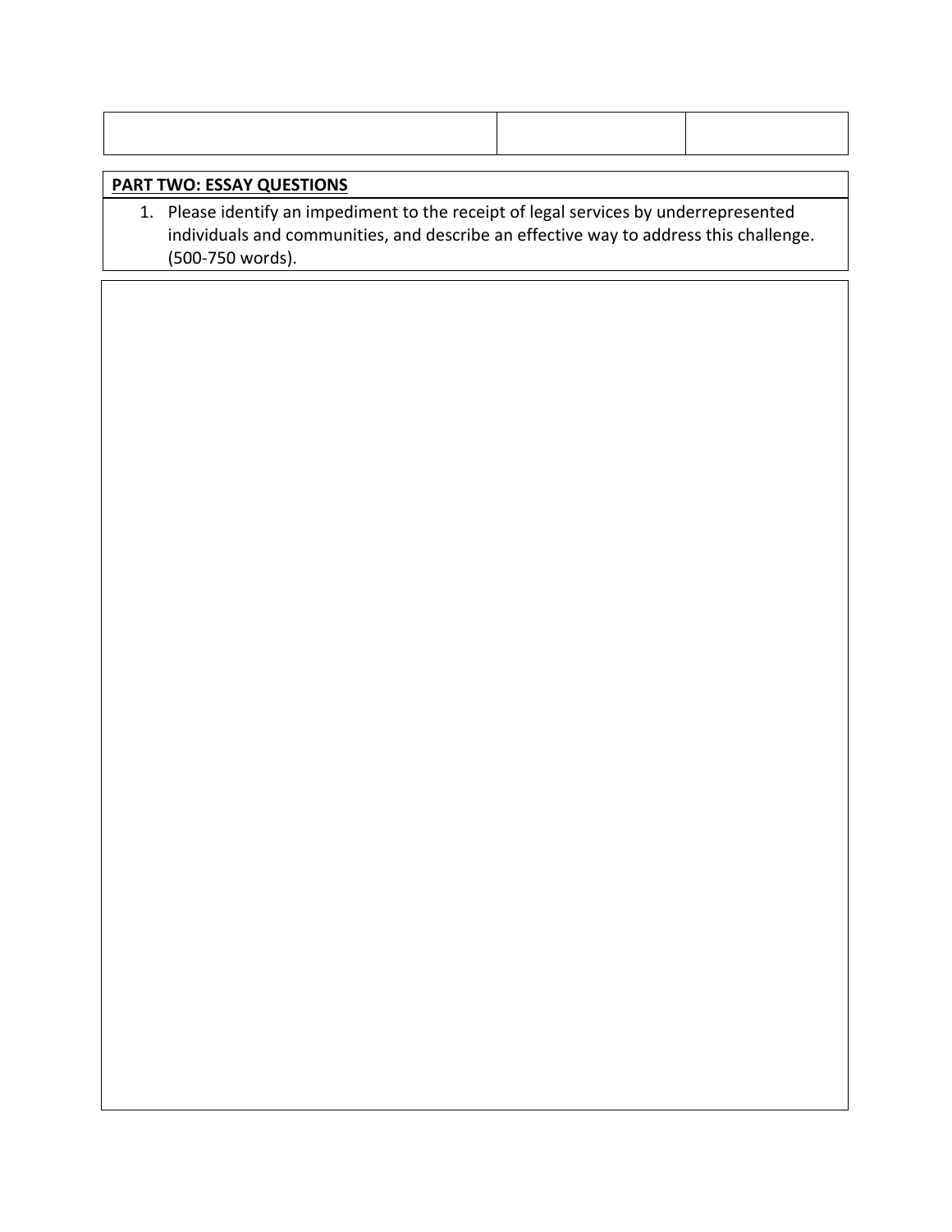| | | |
|---|---|---|
| | | |

**PART TWO: ESSAY QUESTIONS**

1. Please identify an impediment to the receipt of legal services by underrepresented individuals and communities, and describe an effective way to address this challenge. (500-750 words).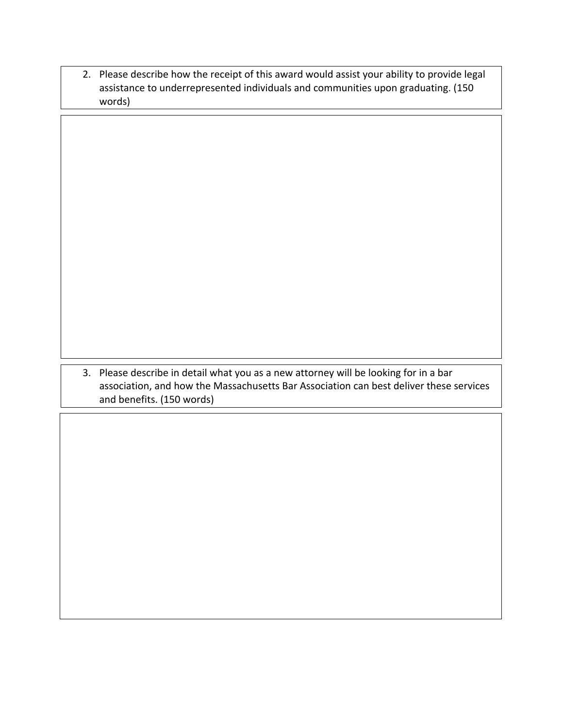2. Please describe how the receipt of this award would assist your ability to provide legal assistance to underrepresented individuals and communities upon graduating. (150 words)

3. Please describe in detail what you as a new attorney will be looking for in a bar association, and how the Massachusetts Bar Association can best deliver these services and benefits. (150 words)